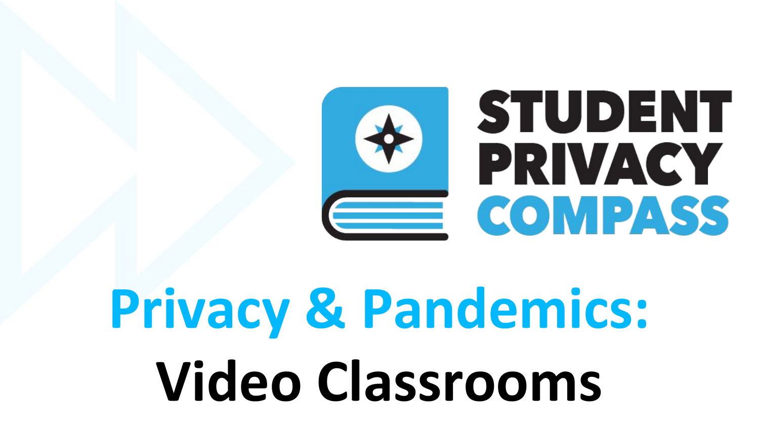STUDENT PRIVACY COMPASS

# Privacy & Pandemics: Video Classrooms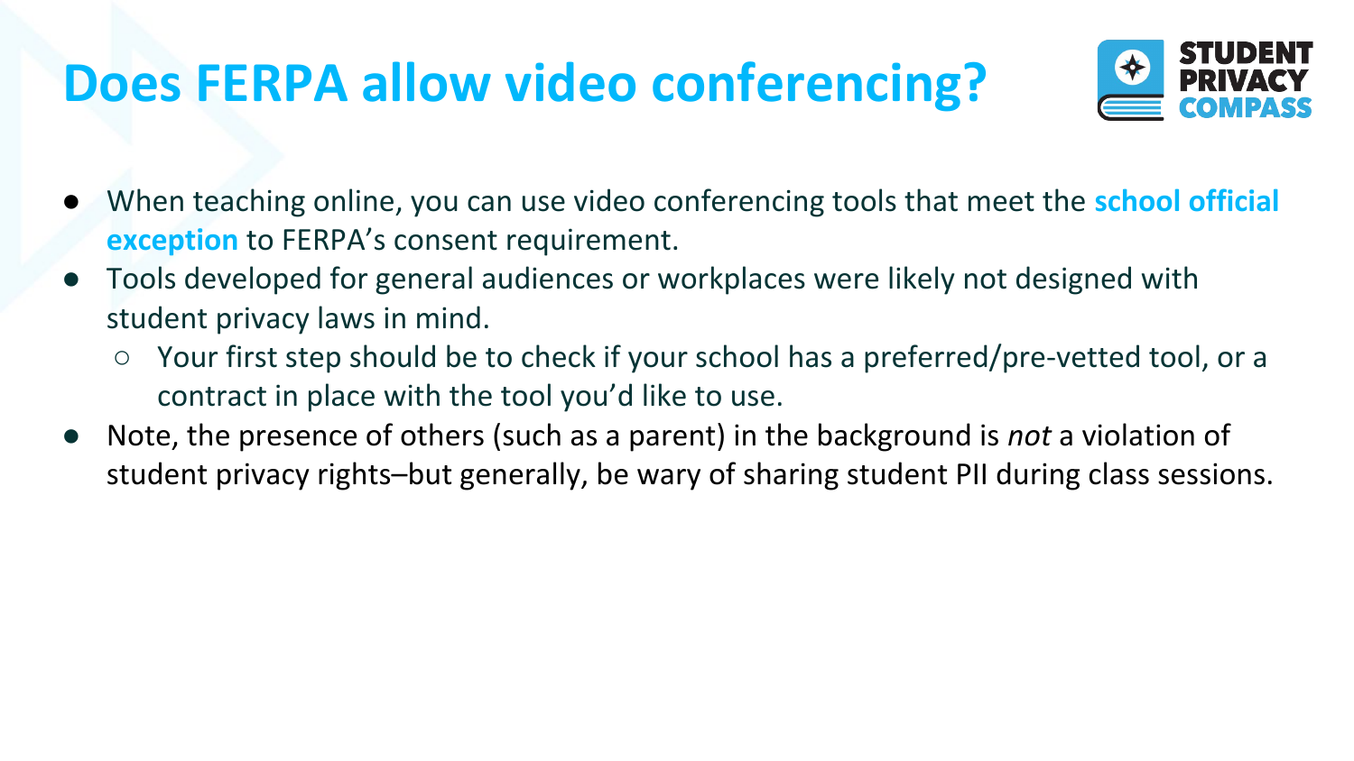# Does FERPA allow video conferencing?

STUDENT PRIVACY COMPASS

- When teaching online, you can use video conferencing tools that meet the **school official exception** to FERPA's consent requirement.
- Tools developed for general audiences or workplaces were likely not designed with student privacy laws in mind.
  - Your first step should be to check if your school has a preferred/pre-vetted tool, or a contract in place with the tool you'd like to use.
- Note, the presence of others (such as a parent) in the background is *not* a violation of student privacy rights–but generally, be wary of sharing student PII during class sessions.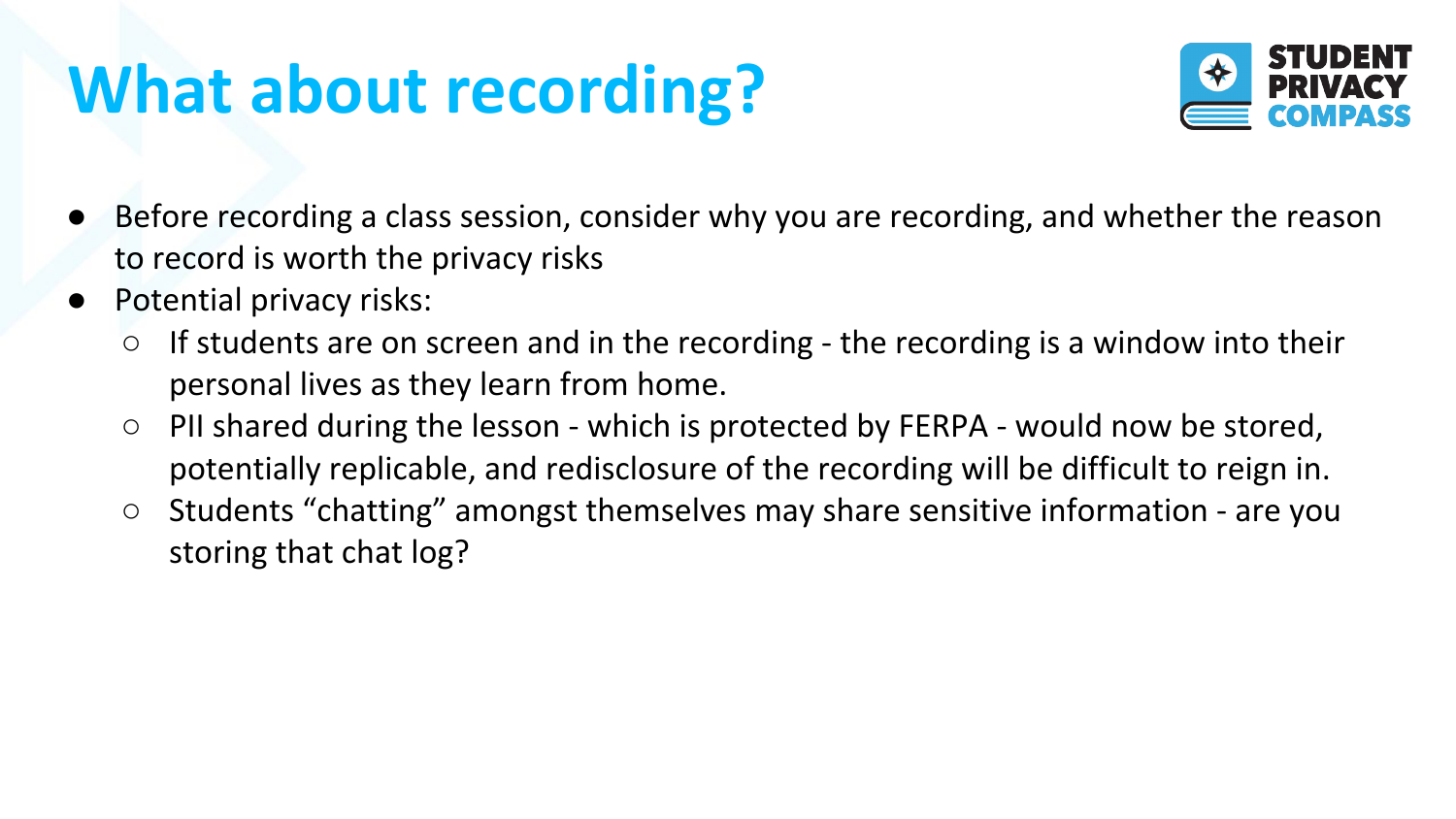# What about recording?

- Before recording a class session, consider why you are recording, and whether the reason to record is worth the privacy risks
- Potential privacy risks:
  - If students are on screen and in the recording - the recording is a window into their personal lives as they learn from home.
  - PII shared during the lesson - which is protected by FERPA - would now be stored, potentially replicable, and redisclosure of the recording will be difficult to reign in.
  - Students “chatting” amongst themselves may share sensitive information - are you storing that chat log?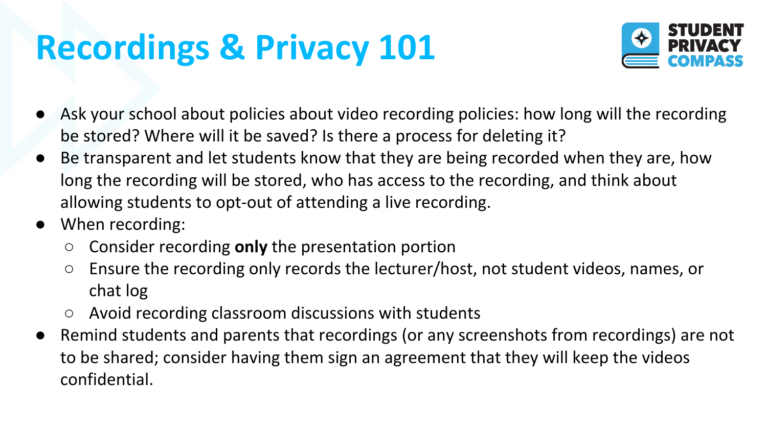# Recordings & Privacy 101

- Ask your school about policies about video recording policies: how long will the recording be stored? Where will it be saved? Is there a process for deleting it?
- Be transparent and let students know that they are being recorded when they are, how long the recording will be stored, who has access to the recording, and think about allowing students to opt-out of attending a live recording.
- When recording:
  - Consider recording **only** the presentation portion
  - Ensure the recording only records the lecturer/host, not student videos, names, or chat log
  - Avoid recording classroom discussions with students
- Remind students and parents that recordings (or any screenshots from recordings) are not to be shared; consider having them sign an agreement that they will keep the videos confidential.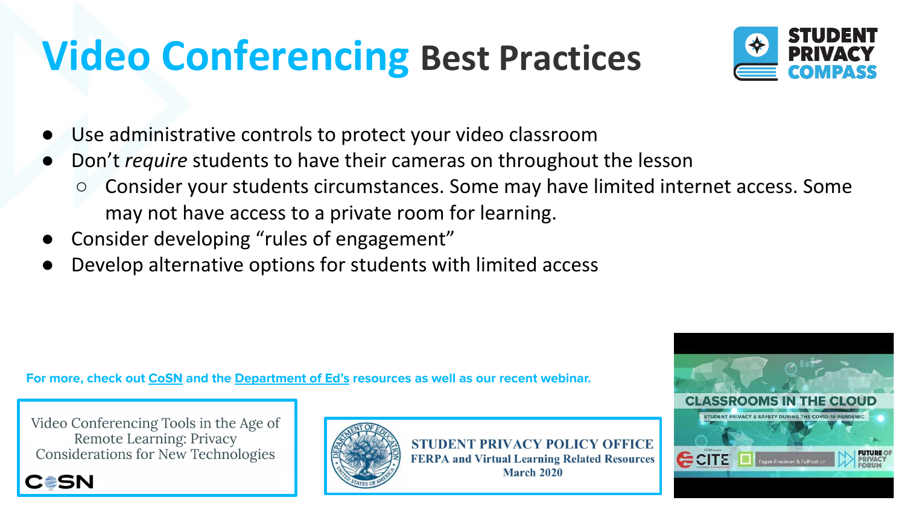# Video Conferencing Best Practices

- Use administrative controls to protect your video classroom
- Don't *require* students to have their cameras on throughout the lesson
  - Consider your students circumstances. Some may have limited internet access. Some may not have access to a private room for learning.
- Consider developing "rules of engagement"
- Develop alternative options for students with limited access

**For more, check out CoSN and the Department of Ed's resources as well as our recent webinar.**

Video Conferencing Tools in the Age of Remote Learning: Privacy Considerations for New Technologies

CoSN

STUDENT PRIVACY POLICY OFFICE
FERPA and Virtual Learning Related Resources
March 2020

CLASSROOMS IN THE CLOUD
STUDENT PRIVACY & SAFETY DURING THE COVID-19 PANDEMIC